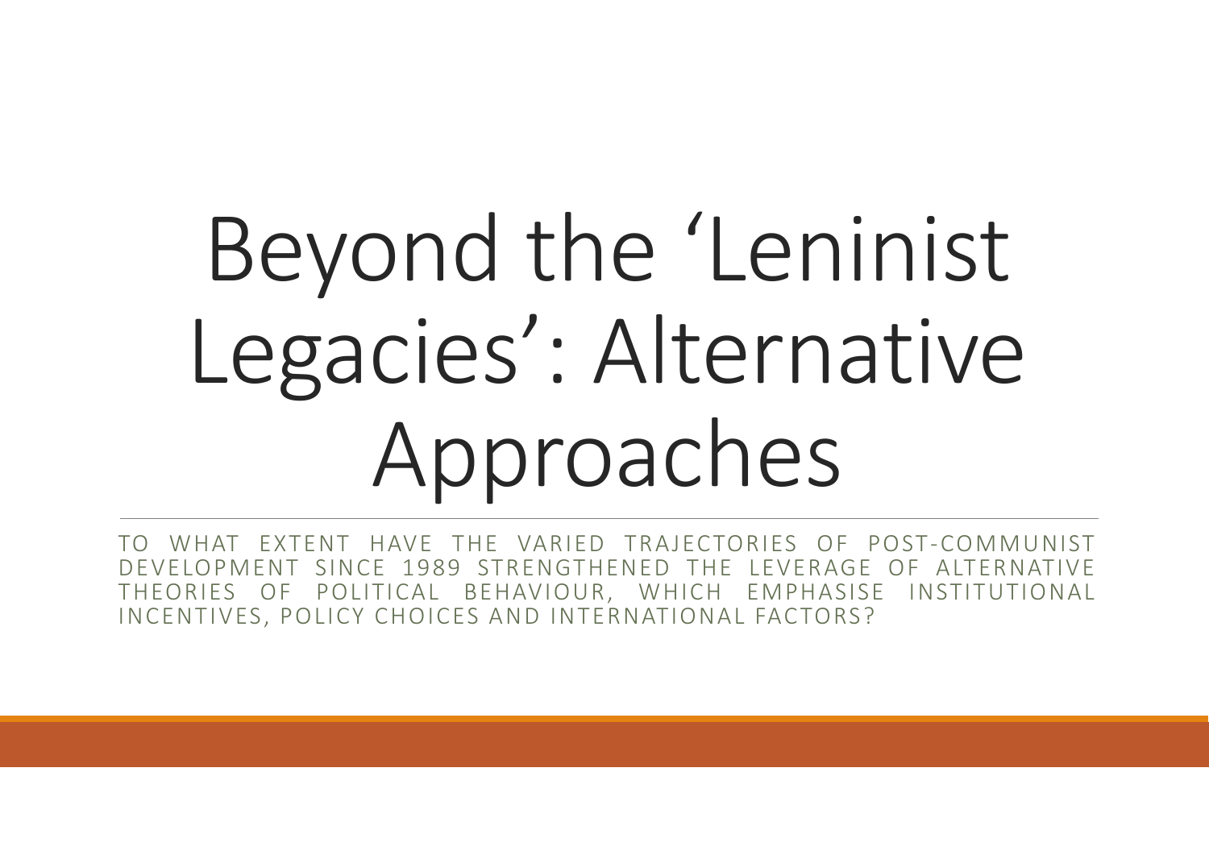# Beyond the 'Leninist Legacies': Alternative Approaches

TO WHAT EXTENT HAVE THE VARIED TRAJECTORIES OF POST-COMMUNIST DEVELOPMENT SINCE 1989 STRENGTHENED THE LEVERAGE OF ALTERNATIVE THEORIES OF POLITICAL BEHAVIOUR, WHICH EMPHASISE INSTITUTIONAL INCENTIVES, POLICY CHOICES AND INTERNATIONAL FACTORS?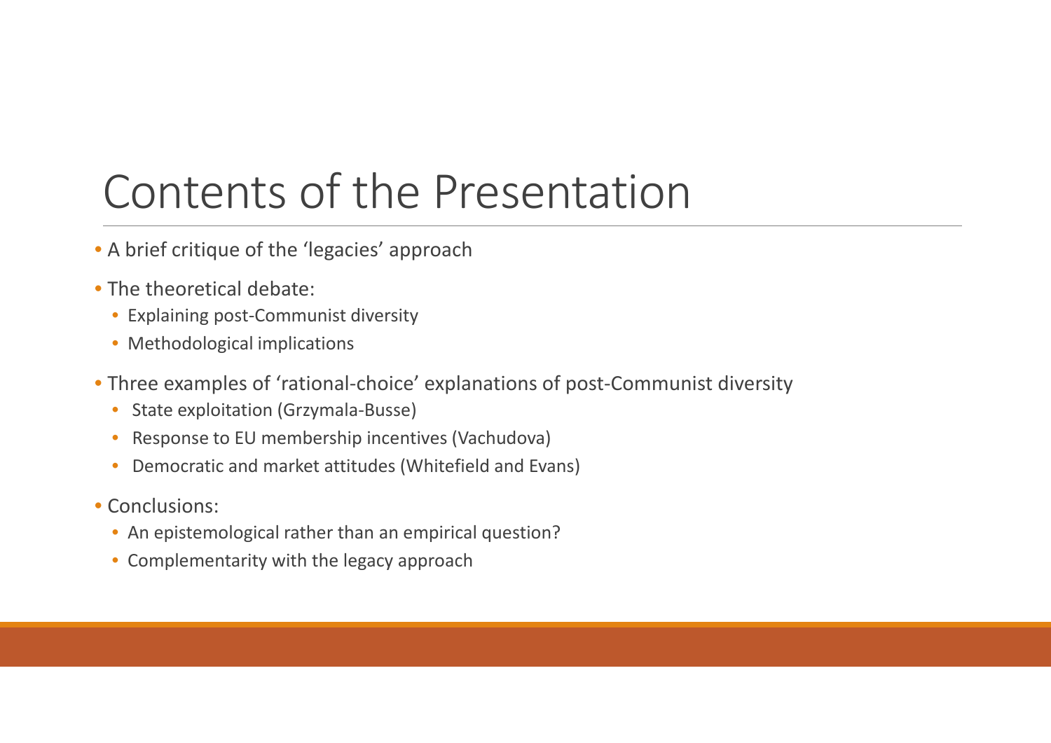# Contents of the Presentation

- A brief critique of the 'legacies' approach
- The theoretical debate:
  - Explaining post-Communist diversity
  - Methodological implications
- Three examples of 'rational-choice' explanations of post-Communist diversity
  - State exploitation (Grzymala-Busse)
  - Response to EU membership incentives (Vachudova)
  - Democratic and market attitudes (Whitefield and Evans)
- Conclusions:
  - An epistemological rather than an empirical question?
  - Complementarity with the legacy approach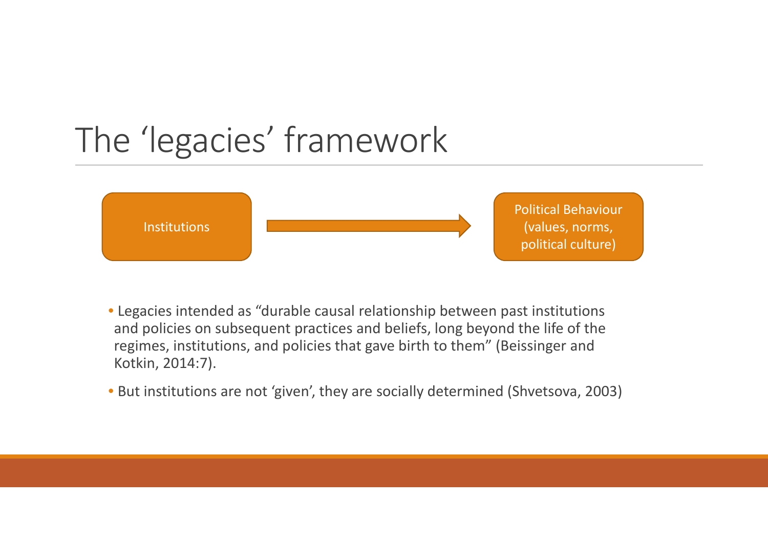# The 'legacies' framework

Institutions → Political Behaviour (values, norms, political culture)

- Legacies intended as "durable causal relationship between past institutions and policies on subsequent practices and beliefs, long beyond the life of the regimes, institutions, and policies that gave birth to them" (Beissinger and Kotkin, 2014:7).
- But institutions are not 'given', they are socially determined (Shvetsova, 2003)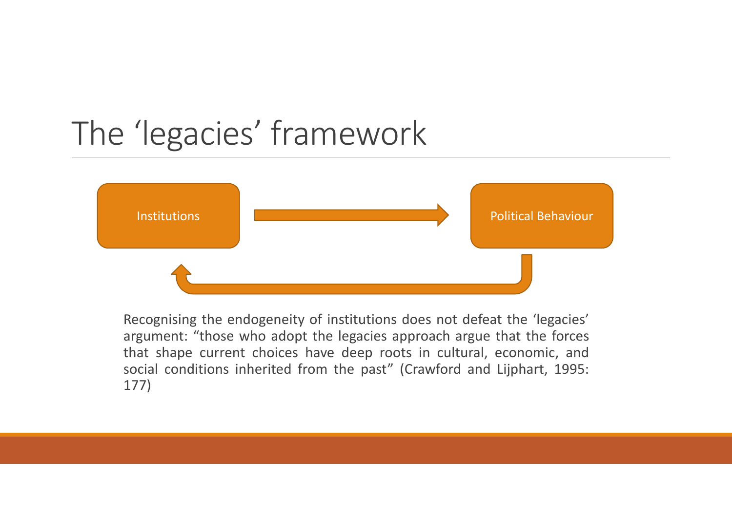# The 'legacies' framework

Institutions → Political Behaviour

Political Behaviour → Institutions

Recognising the endogeneity of institutions does not defeat the 'legacies' argument: "those who adopt the legacies approach argue that the forces that shape current choices have deep roots in cultural, economic, and social conditions inherited from the past" (Crawford and Lijphart, 1995: 177)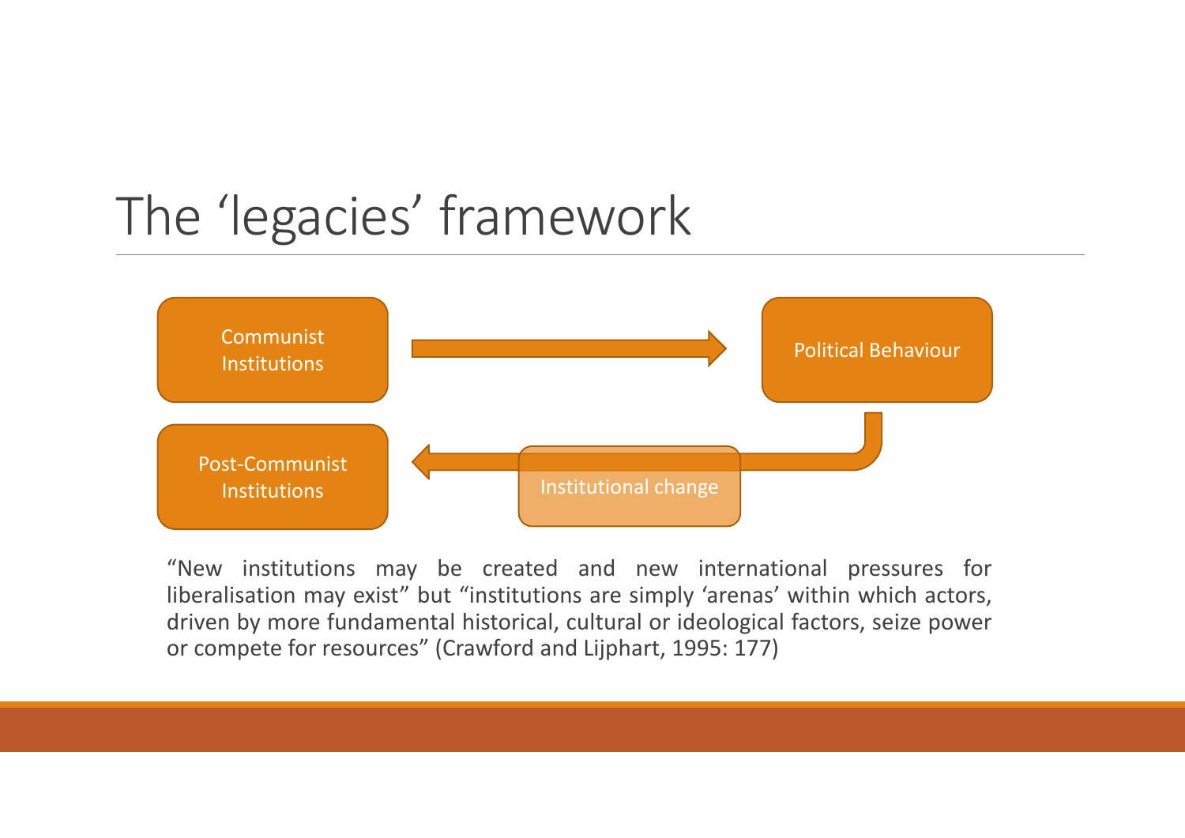# The 'legacies' framework

Communist Institutions → Political Behaviour

Political Behaviour → Institutional change → Post-Communist Institutions

"New institutions may be created and new international pressures for liberalisation may exist" but "institutions are simply 'arenas' within which actors, driven by more fundamental historical, cultural or ideological factors, seize power or compete for resources" (Crawford and Lijphart, 1995: 177)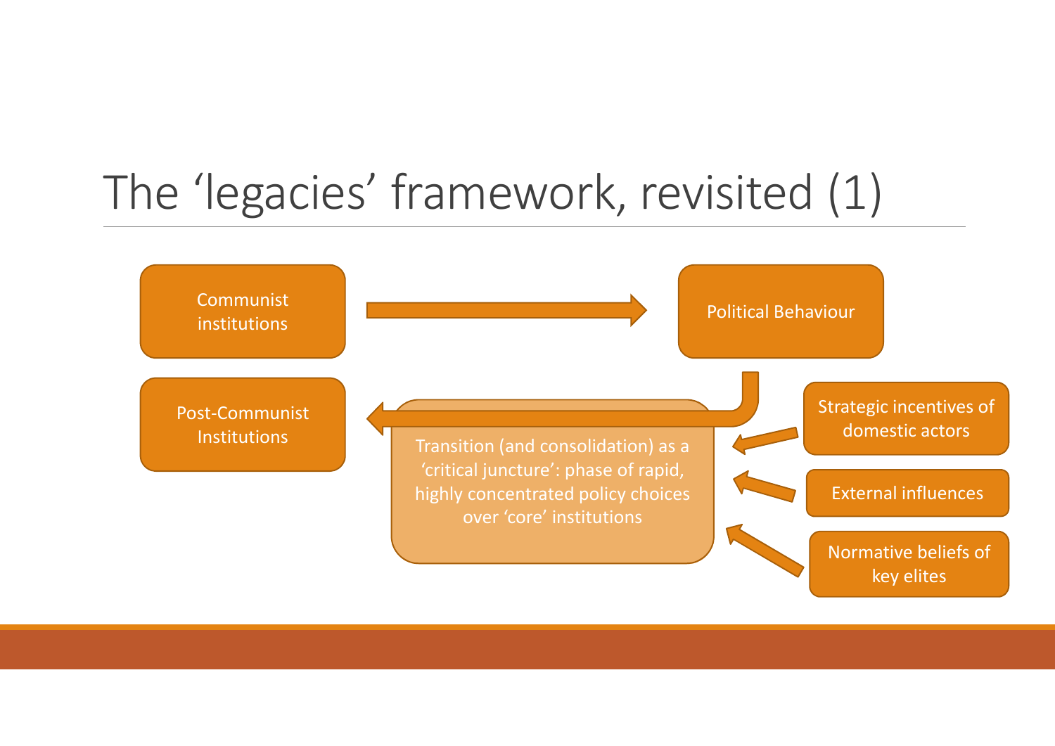# The 'legacies' framework, revisited (1)

Communist institutions

Political Behaviour

Post-Communist Institutions

Transition (and consolidation) as a 'critical juncture': phase of rapid, highly concentrated policy choices over 'core' institutions

Strategic incentives of domestic actors

External influences

Normative beliefs of key elites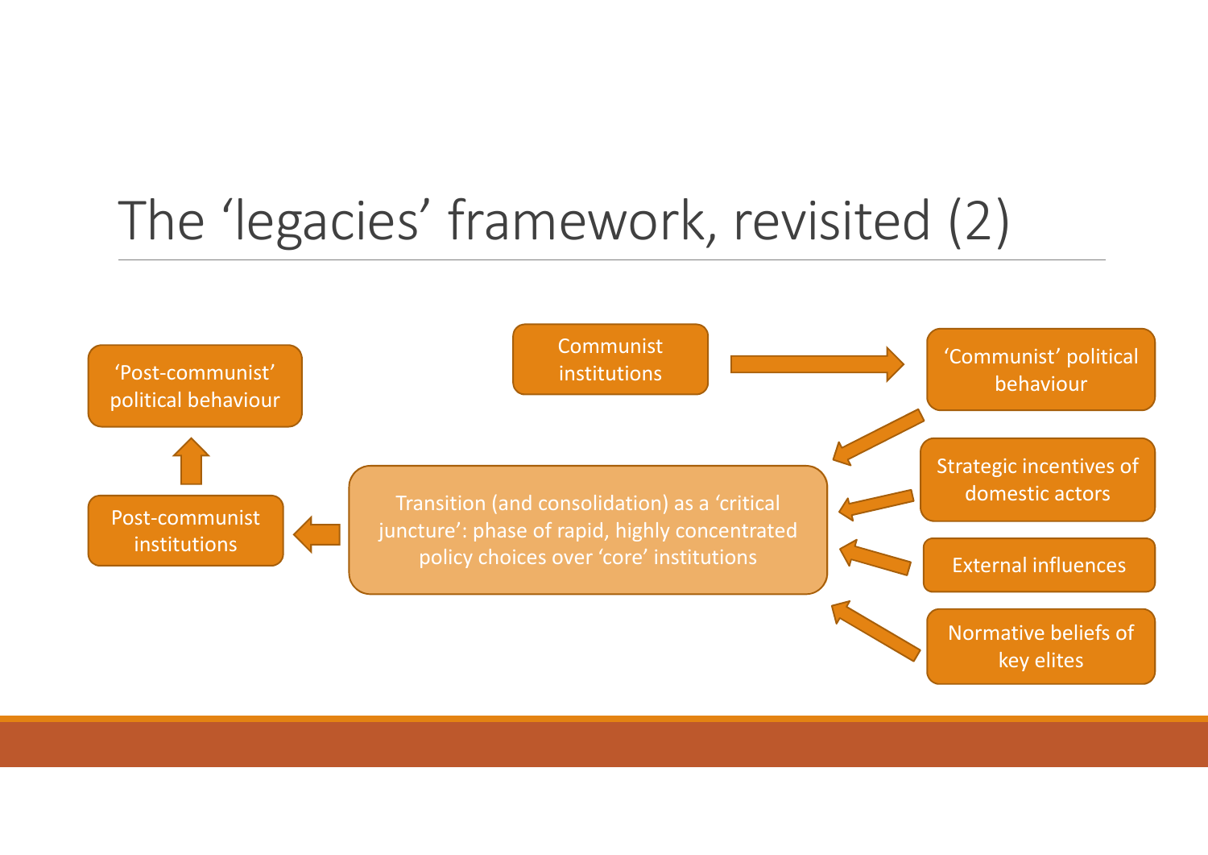# The 'legacies' framework, revisited (2)

'Post-communist' political behaviour

Post-communist institutions

Communist institutions

'Communist' political behaviour

Transition (and consolidation) as a 'critical juncture': phase of rapid, highly concentrated policy choices over 'core' institutions

Strategic incentives of domestic actors

External influences

Normative beliefs of key elites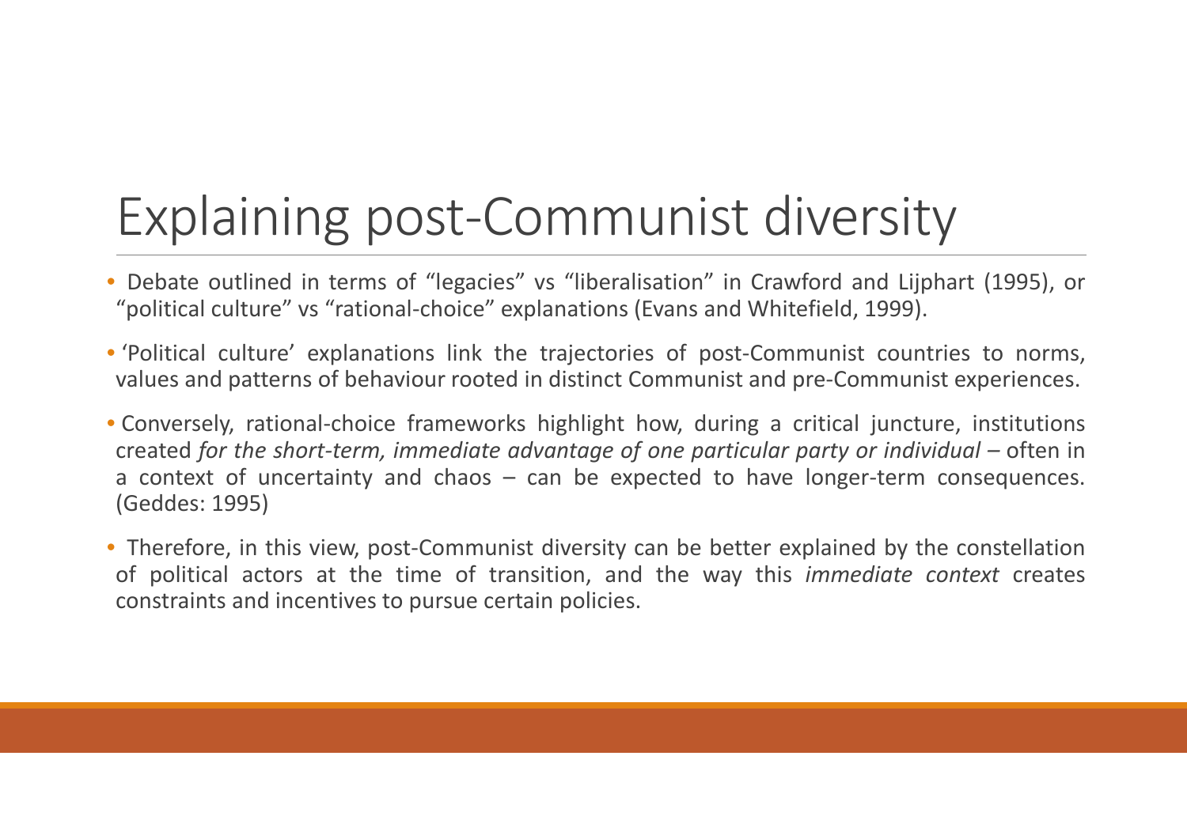# Explaining post-Communist diversity

- Debate outlined in terms of “legacies” vs “liberalisation” in Crawford and Lijphart (1995), or “political culture” vs “rational-choice” explanations (Evans and Whitefield, 1999).
- ‘Political culture’ explanations link the trajectories of post-Communist countries to norms, values and patterns of behaviour rooted in distinct Communist and pre-Communist experiences.
- Conversely, rational-choice frameworks highlight how, during a critical juncture, institutions created *for the short-term, immediate advantage of one particular party or individual* – often in a context of uncertainty and chaos – can be expected to have longer-term consequences. (Geddes: 1995)
- Therefore, in this view, post-Communist diversity can be better explained by the constellation of political actors at the time of transition, and the way this *immediate context* creates constraints and incentives to pursue certain policies.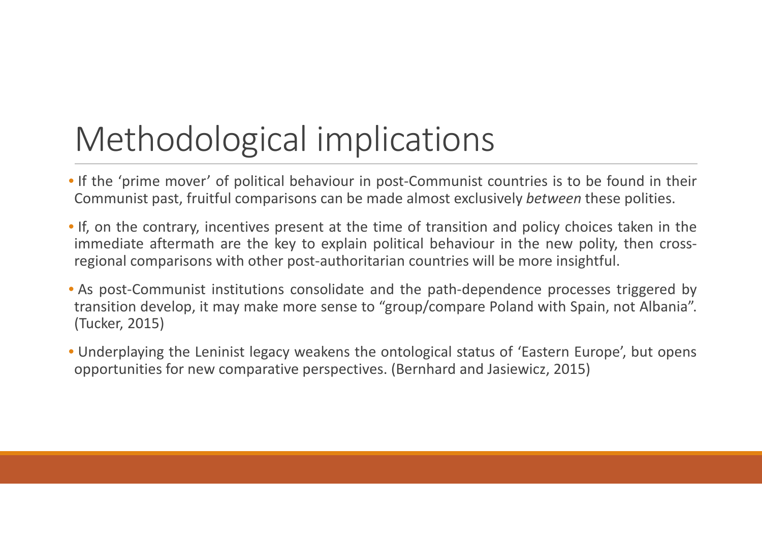# Methodological implications

- If the 'prime mover' of political behaviour in post-Communist countries is to be found in their Communist past, fruitful comparisons can be made almost exclusively *between* these polities.
- If, on the contrary, incentives present at the time of transition and policy choices taken in the immediate aftermath are the key to explain political behaviour in the new polity, then cross-regional comparisons with other post-authoritarian countries will be more insightful.
- As post-Communist institutions consolidate and the path-dependence processes triggered by transition develop, it may make more sense to "group/compare Poland with Spain, not Albania". (Tucker, 2015)
- Underplaying the Leninist legacy weakens the ontological status of 'Eastern Europe', but opens opportunities for new comparative perspectives. (Bernhard and Jasiewicz, 2015)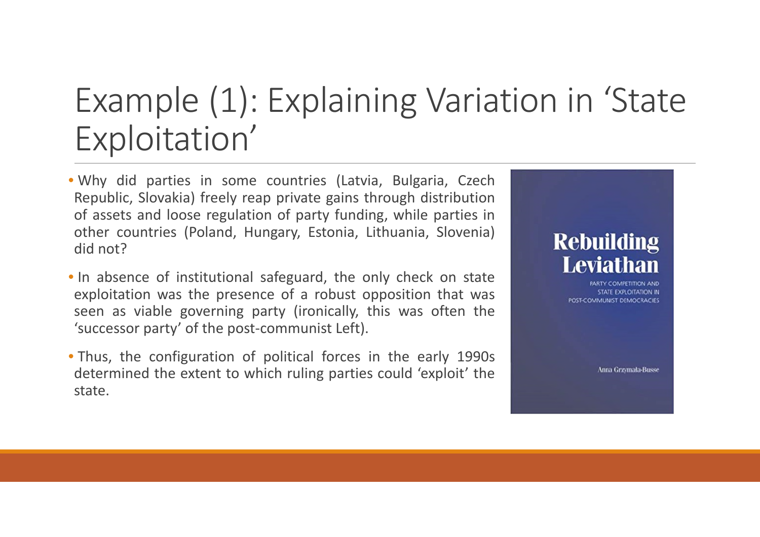# Example (1): Explaining Variation in 'State Exploitation'

- Why did parties in some countries (Latvia, Bulgaria, Czech Republic, Slovakia) freely reap private gains through distribution of assets and loose regulation of party funding, while parties in other countries (Poland, Hungary, Estonia, Lithuania, Slovenia) did not?
- In absence of institutional safeguard, the only check on state exploitation was the presence of a robust opposition that was seen as viable governing party (ironically, this was often the 'successor party' of the post-communist Left).
- Thus, the configuration of political forces in the early 1990s determined the extent to which ruling parties could 'exploit' the state.

Rebuilding Leviathan

PARTY COMPETITION AND STATE EXPLOITATION IN POST-COMMUNIST DEMOCRACIES

Anna Grzymała-Busse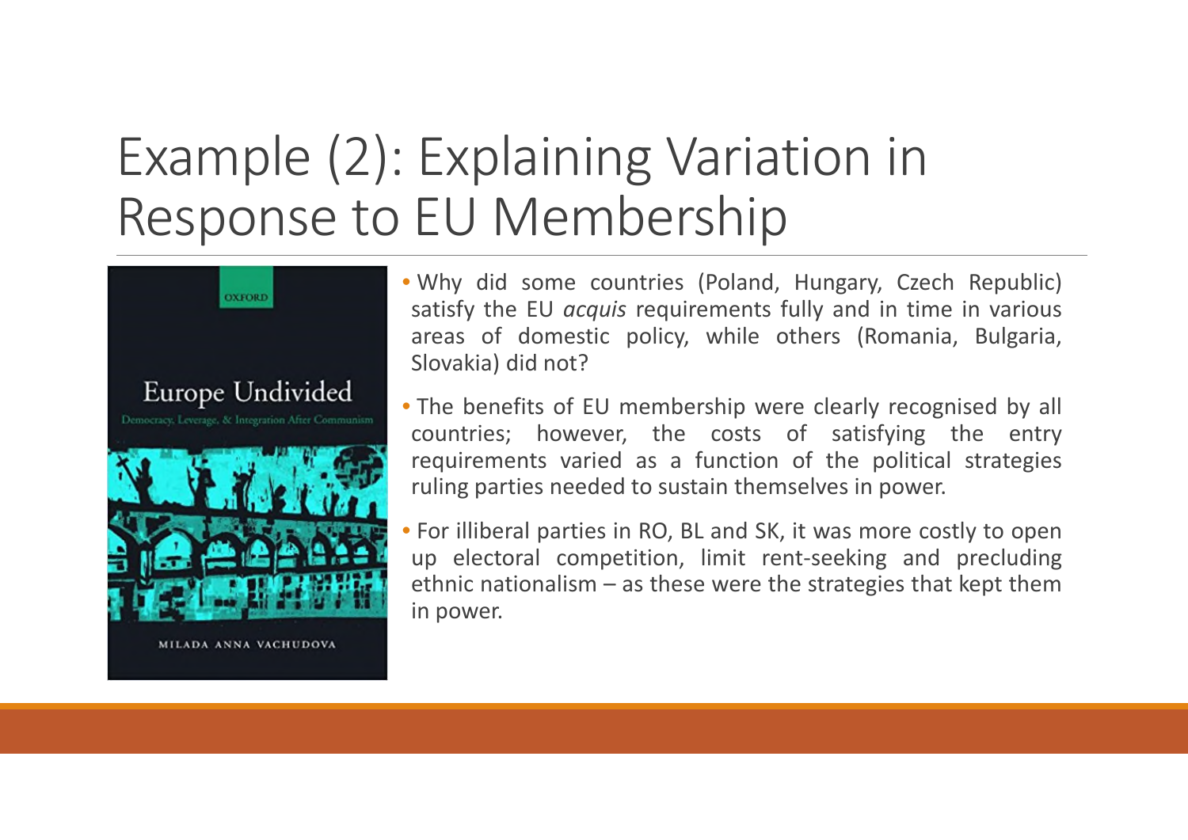# Example (2): Explaining Variation in Response to EU Membership

- Why did some countries (Poland, Hungary, Czech Republic) satisfy the EU *acquis* requirements fully and in time in various areas of domestic policy, while others (Romania, Bulgaria, Slovakia) did not?
- The benefits of EU membership were clearly recognised by all countries; however, the costs of satisfying the entry requirements varied as a function of the political strategies ruling parties needed to sustain themselves in power.
- For illiberal parties in RO, BL and SK, it was more costly to open up electoral competition, limit rent-seeking and precluding ethnic nationalism – as these were the strategies that kept them in power.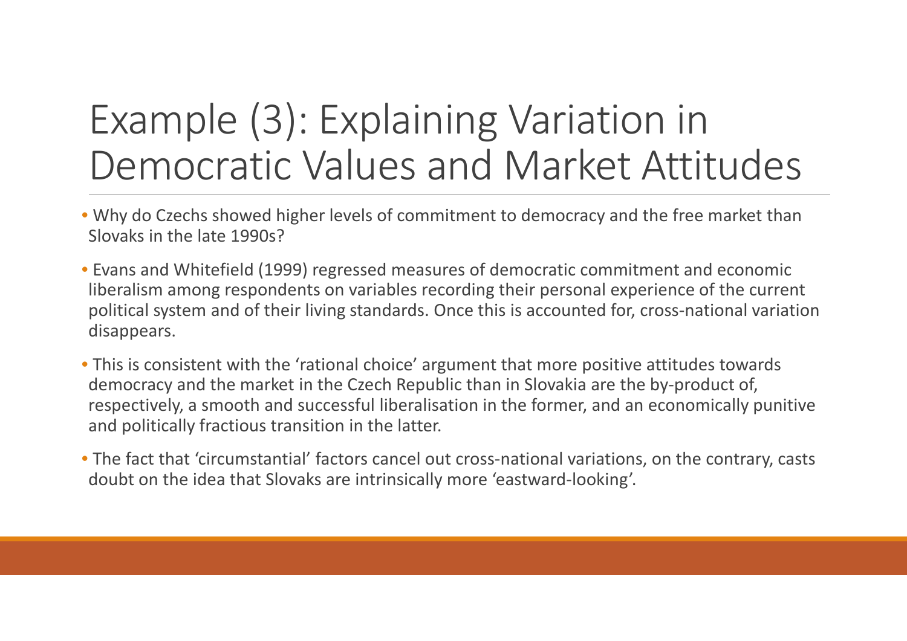# Example (3): Explaining Variation in Democratic Values and Market Attitudes

- Why do Czechs showed higher levels of commitment to democracy and the free market than Slovaks in the late 1990s?
- Evans and Whitefield (1999) regressed measures of democratic commitment and economic liberalism among respondents on variables recording their personal experience of the current political system and of their living standards. Once this is accounted for, cross-national variation disappears.
- This is consistent with the 'rational choice' argument that more positive attitudes towards democracy and the market in the Czech Republic than in Slovakia are the by-product of, respectively, a smooth and successful liberalisation in the former, and an economically punitive and politically fractious transition in the latter.
- The fact that 'circumstantial' factors cancel out cross-national variations, on the contrary, casts doubt on the idea that Slovaks are intrinsically more 'eastward-looking'.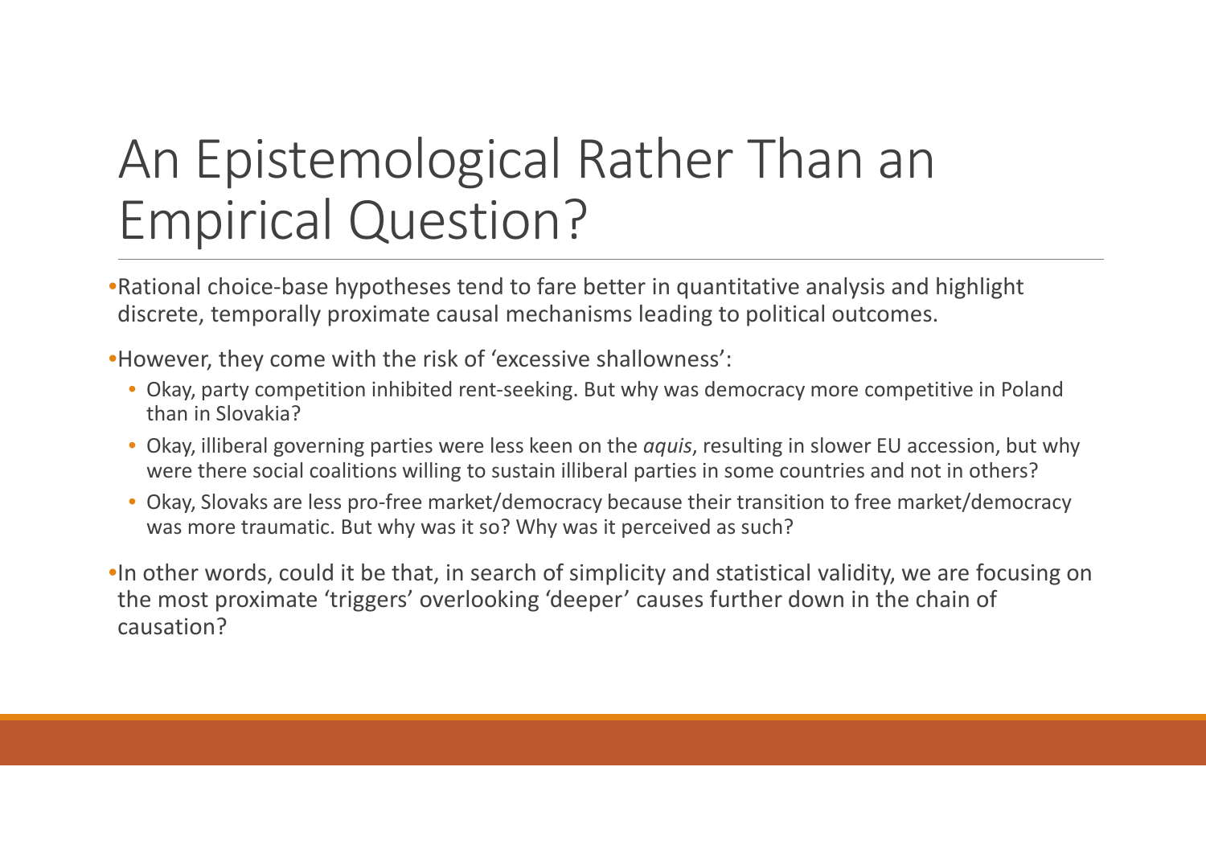# An Epistemological Rather Than an Empirical Question?

- Rational choice-base hypotheses tend to fare better in quantitative analysis and highlight discrete, temporally proximate causal mechanisms leading to political outcomes.
- However, they come with the risk of 'excessive shallowness':
  - Okay, party competition inhibited rent-seeking. But why was democracy more competitive in Poland than in Slovakia?
  - Okay, illiberal governing parties were less keen on the *aquis*, resulting in slower EU accession, but why were there social coalitions willing to sustain illiberal parties in some countries and not in others?
  - Okay, Slovaks are less pro-free market/democracy because their transition to free market/democracy was more traumatic. But why was it so? Why was it perceived as such?
- In other words, could it be that, in search of simplicity and statistical validity, we are focusing on the most proximate 'triggers' overlooking 'deeper' causes further down in the chain of causation?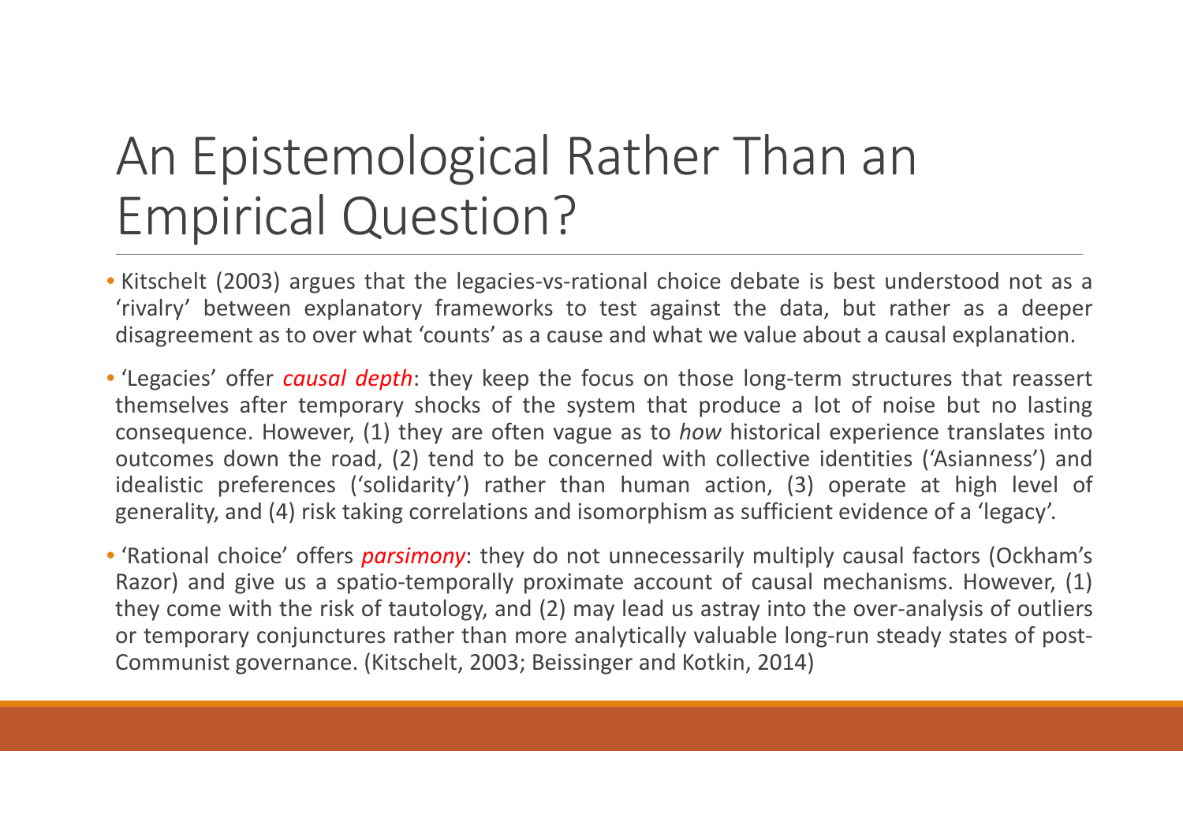# An Epistemological Rather Than an Empirical Question?

- Kitschelt (2003) argues that the legacies-vs-rational choice debate is best understood not as a 'rivalry' between explanatory frameworks to test against the data, but rather as a deeper disagreement as to over what 'counts' as a cause and what we value about a causal explanation.
- 'Legacies' offer ***causal depth***: they keep the focus on those long-term structures that reassert themselves after temporary shocks of the system that produce a lot of noise but no lasting consequence. However, (1) they are often vague as to *how* historical experience translates into outcomes down the road, (2) tend to be concerned with collective identities ('Asianness') and idealistic preferences ('solidarity') rather than human action, (3) operate at high level of generality, and (4) risk taking correlations and isomorphism as sufficient evidence of a 'legacy'.
- 'Rational choice' offers ***parsimony***: they do not unnecessarily multiply causal factors (Ockham's Razor) and give us a spatio-temporally proximate account of causal mechanisms. However, (1) they come with the risk of tautology, and (2) may lead us astray into the over-analysis of outliers or temporary conjunctures rather than more analytically valuable long-run steady states of post-Communist governance. (Kitschelt, 2003; Beissinger and Kotkin, 2014)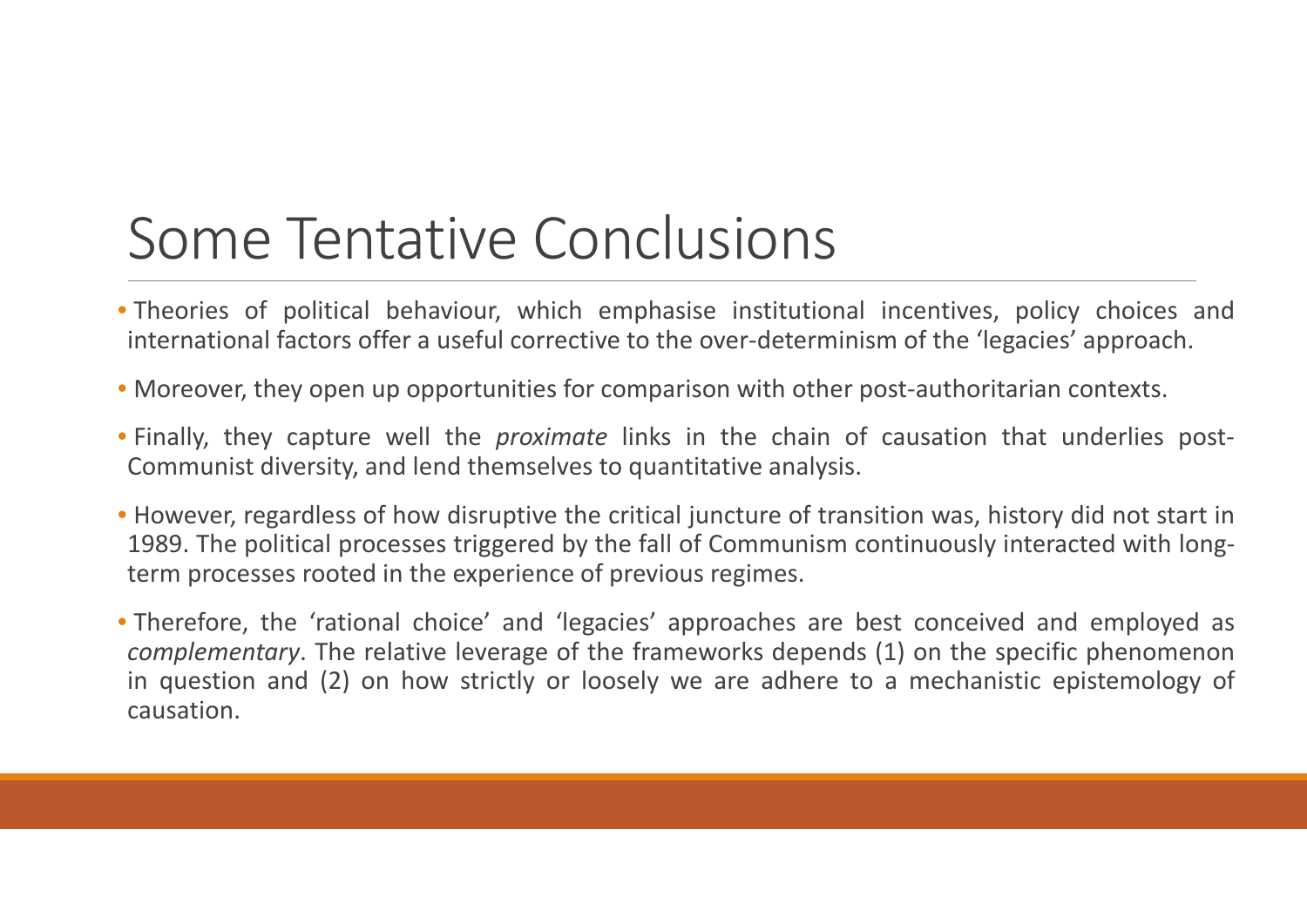# Some Tentative Conclusions

- Theories of political behaviour, which emphasise institutional incentives, policy choices and international factors offer a useful corrective to the over-determinism of the 'legacies' approach.
- Moreover, they open up opportunities for comparison with other post-authoritarian contexts.
- Finally, they capture well the *proximate* links in the chain of causation that underlies post-Communist diversity, and lend themselves to quantitative analysis.
- However, regardless of how disruptive the critical juncture of transition was, history did not start in 1989. The political processes triggered by the fall of Communism continuously interacted with long-term processes rooted in the experience of previous regimes.
- Therefore, the 'rational choice' and 'legacies' approaches are best conceived and employed as *complementary*. The relative leverage of the frameworks depends (1) on the specific phenomenon in question and (2) on how strictly or loosely we are adhere to a mechanistic epistemology of causation.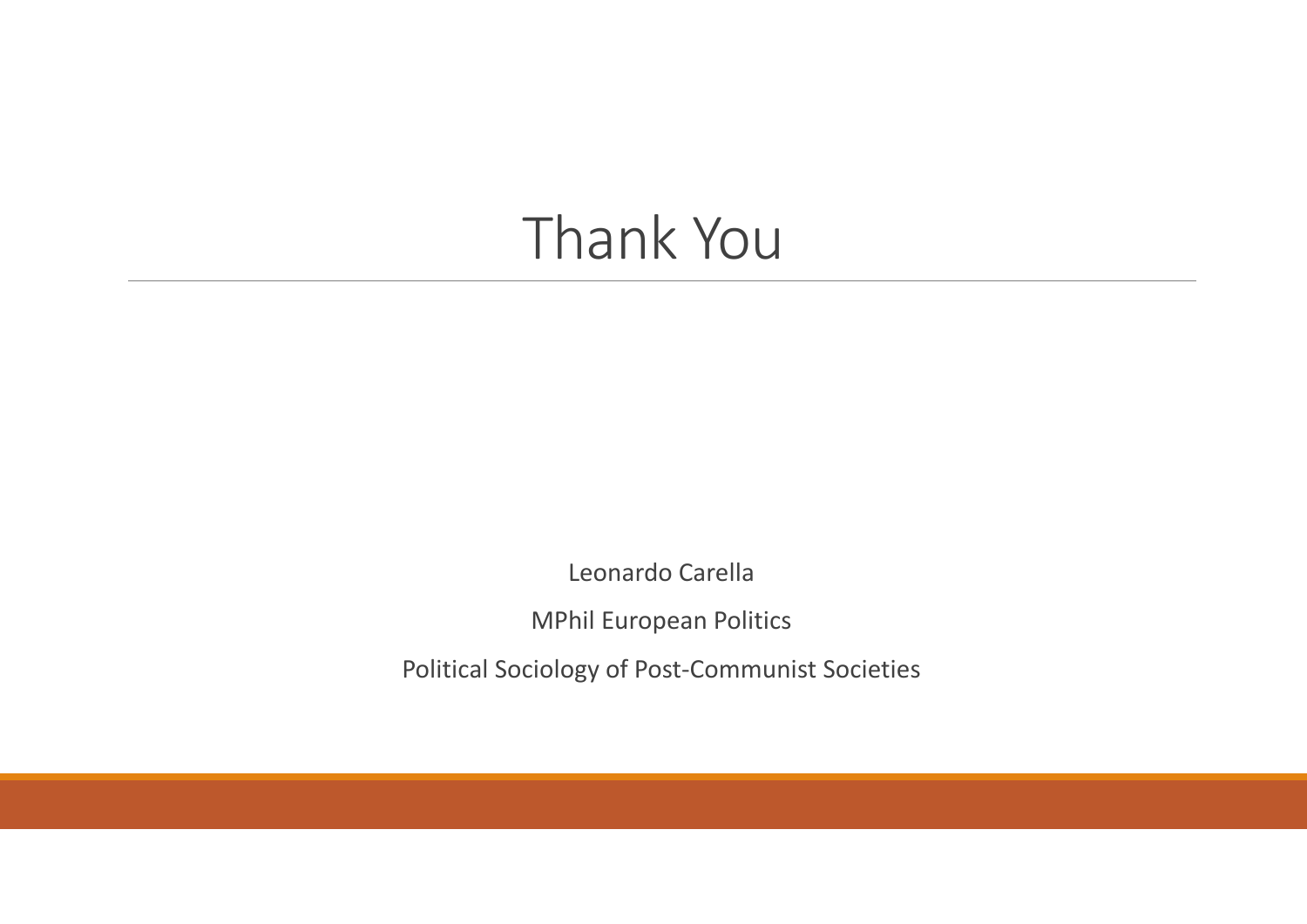# Thank You

Leonardo Carella

MPhil European Politics

Political Sociology of Post-Communist Societies